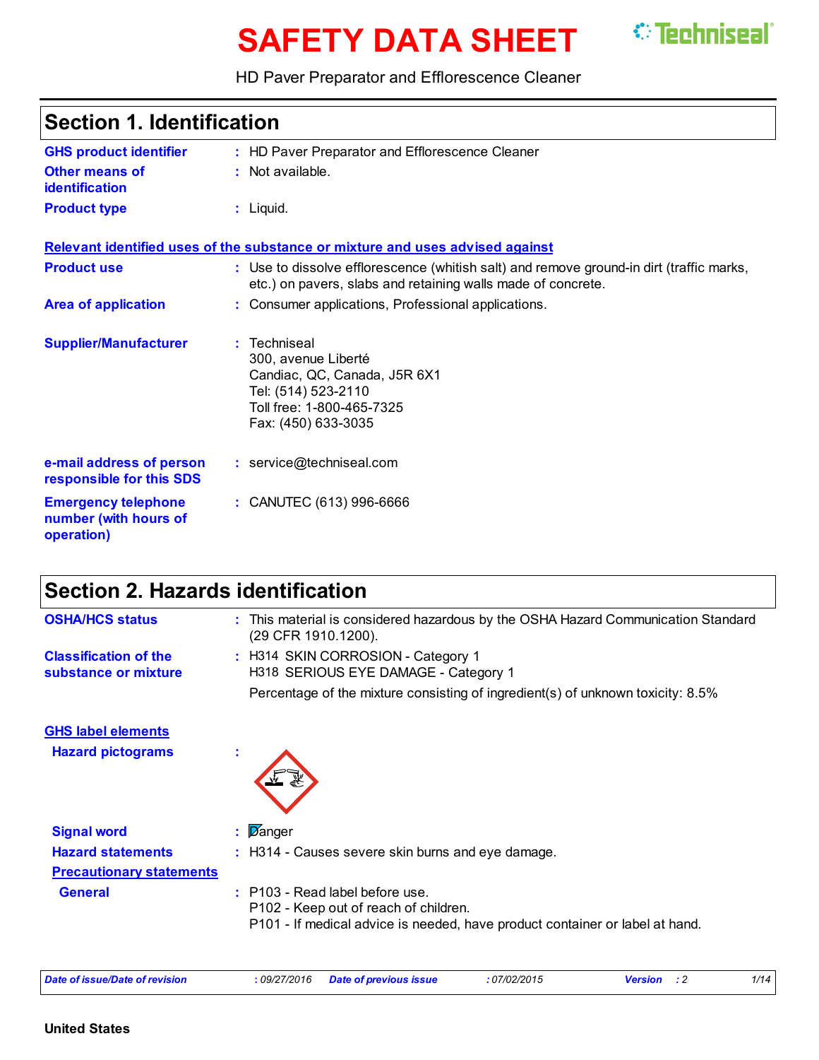# SAFETY DATA SHEET

HD Paver Preparator and Efflorescence Cleaner

## Section 1. Identification

**GHS product identifier** : HD Paver Preparator and Efflorescence Cleaner

**Other means of identification** : Not available.

**Product type** : Liquid.

**Relevant identified uses of the substance or mixture and uses advised against**

**Product use** : Use to dissolve efflorescence (whitish salt) and remove ground-in dirt (traffic marks, etc.) on pavers, slabs and retaining walls made of concrete.

**Area of application** : Consumer applications, Professional applications.

**Supplier/Manufacturer** : Techniseal
300, avenue Liberté
Candiac, QC, Canada, J5R 6X1
Tel: (514) 523-2110
Toll free: 1-800-465-7325
Fax: (450) 633-3035

**e-mail address of person responsible for this SDS** : service@techniseal.com

**Emergency telephone number (with hours of operation)** : CANUTEC (613) 996-6666

## Section 2. Hazards identification

**OSHA/HCS status** : This material is considered hazardous by the OSHA Hazard Communication Standard (29 CFR 1910.1200).

**Classification of the substance or mixture** : H314 SKIN CORROSION - Category 1
H318 SERIOUS EYE DAMAGE - Category 1

Percentage of the mixture consisting of ingredient(s) of unknown toxicity: 8.5%

**GHS label elements**

**Hazard pictograms** :

**Signal word** : Danger

**Hazard statements** : H314 - Causes severe skin burns and eye damage.

**Precautionary statements**

**General** : P103 - Read label before use.
P102 - Keep out of reach of children.
P101 - If medical advice is needed, have product container or label at hand.

| Date of issue/Date of revision | : 09/27/2016 | Date of previous issue | : 07/02/2015 | Version | : 2 |
|---|---|---|---|---|---|

United States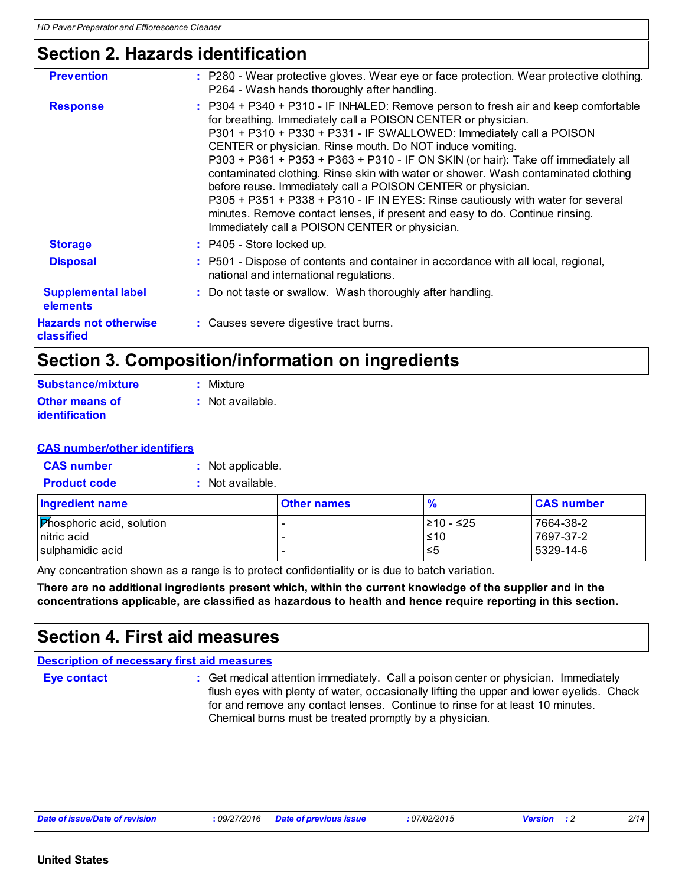## Section 2. Hazards identification

**Prevention** : P280 - Wear protective gloves. Wear eye or face protection. Wear protective clothing. P264 - Wash hands thoroughly after handling.

**Response** : P304 + P340 + P310 - IF INHALED: Remove person to fresh air and keep comfortable for breathing. Immediately call a POISON CENTER or physician.
P301 + P310 + P330 + P331 - IF SWALLOWED: Immediately call a POISON CENTER or physician. Rinse mouth. Do NOT induce vomiting.
P303 + P361 + P353 + P363 + P310 - IF ON SKIN (or hair): Take off immediately all contaminated clothing. Rinse skin with water or shower. Wash contaminated clothing before reuse. Immediately call a POISON CENTER or physician.
P305 + P351 + P338 + P310 - IF IN EYES: Rinse cautiously with water for several minutes. Remove contact lenses, if present and easy to do. Continue rinsing. Immediately call a POISON CENTER or physician.

**Storage** : P405 - Store locked up.

**Disposal** : P501 - Dispose of contents and container in accordance with all local, regional, national and international regulations.

**Supplemental label elements** : Do not taste or swallow. Wash thoroughly after handling.

**Hazards not otherwise classified** : Causes severe digestive tract burns.

## Section 3. Composition/information on ingredients

**Substance/mixture** : Mixture

**Other means of identification** : Not available.

**CAS number/other identifiers**

**CAS number** : Not applicable.

**Product code** : Not available.

| Ingredient name | Other names | % | CAS number |
|---|---|---|---|
| Phosphoric acid, solution | - | ≥10 - ≤25 | 7664-38-2 |
| nitric acid | - | ≤10 | 7697-37-2 |
| sulphamidic acid | - | ≤5 | 5329-14-6 |

Any concentration shown as a range is to protect confidentiality or is due to batch variation.

**There are no additional ingredients present which, within the current knowledge of the supplier and in the concentrations applicable, are classified as hazardous to health and hence require reporting in this section.**

## Section 4. First aid measures

**Description of necessary first aid measures**

**Eye contact** : Get medical attention immediately. Call a poison center or physician. Immediately flush eyes with plenty of water, occasionally lifting the upper and lower eyelids. Check for and remove any contact lenses. Continue to rinse for at least 10 minutes. Chemical burns must be treated promptly by a physician.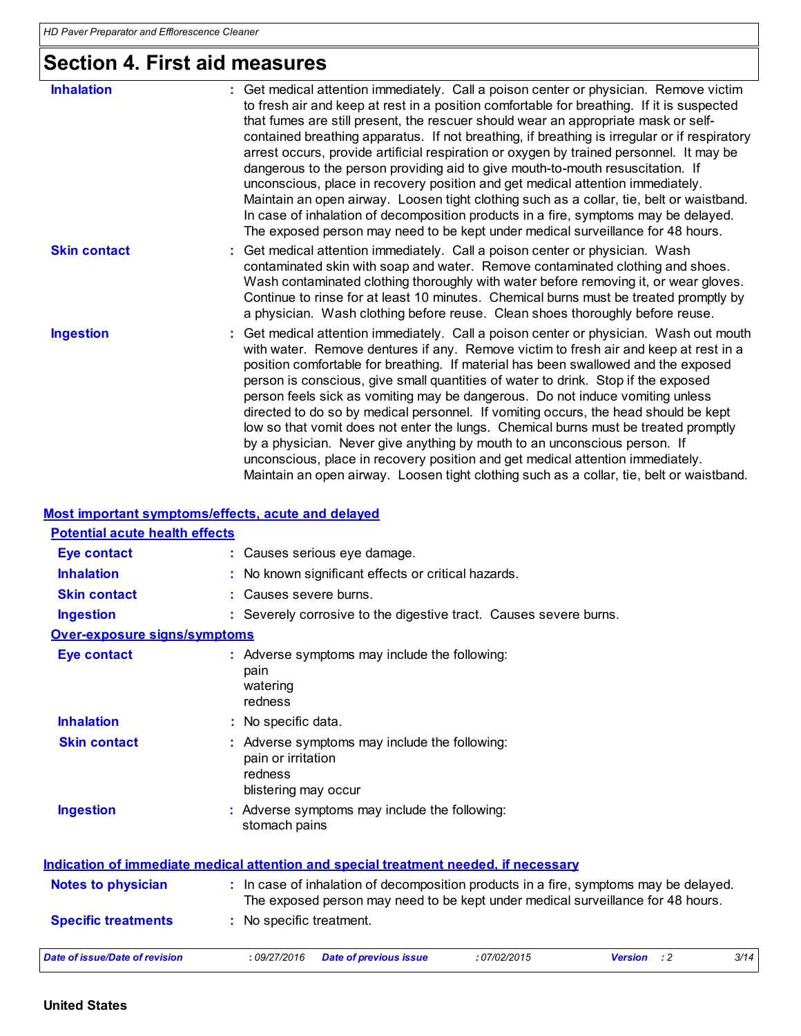## Section 4. First aid measures

| | | |
|---|---|---|
| **Inhalation** | : | Get medical attention immediately. Call a poison center or physician. Remove victim to fresh air and keep at rest in a position comfortable for breathing. If it is suspected that fumes are still present, the rescuer should wear an appropriate mask or self-contained breathing apparatus. If not breathing, if breathing is irregular or if respiratory arrest occurs, provide artificial respiration or oxygen by trained personnel. It may be dangerous to the person providing aid to give mouth-to-mouth resuscitation. If unconscious, place in recovery position and get medical attention immediately. Maintain an open airway. Loosen tight clothing such as a collar, tie, belt or waistband. In case of inhalation of decomposition products in a fire, symptoms may be delayed. The exposed person may need to be kept under medical surveillance for 48 hours. |
| **Skin contact** | : | Get medical attention immediately. Call a poison center or physician. Wash contaminated skin with soap and water. Remove contaminated clothing and shoes. Wash contaminated clothing thoroughly with water before removing it, or wear gloves. Continue to rinse for at least 10 minutes. Chemical burns must be treated promptly by a physician. Wash clothing before reuse. Clean shoes thoroughly before reuse. |
| **Ingestion** | : | Get medical attention immediately. Call a poison center or physician. Wash out mouth with water. Remove dentures if any. Remove victim to fresh air and keep at rest in a position comfortable for breathing. If material has been swallowed and the exposed person is conscious, give small quantities of water to drink. Stop if the exposed person feels sick as vomiting may be dangerous. Do not induce vomiting unless directed to do so by medical personnel. If vomiting occurs, the head should be kept low so that vomit does not enter the lungs. Chemical burns must be treated promptly by a physician. Never give anything by mouth to an unconscious person. If unconscious, place in recovery position and get medical attention immediately. Maintain an open airway. Loosen tight clothing such as a collar, tie, belt or waistband. |

### Most important symptoms/effects, acute and delayed

#### Potential acute health effects

| | | |
|---|---|---|
| **Eye contact** | : | Causes serious eye damage. |
| **Inhalation** | : | No known significant effects or critical hazards. |
| **Skin contact** | : | Causes severe burns. |
| **Ingestion** | : | Severely corrosive to the digestive tract. Causes severe burns. |

#### Over-exposure signs/symptoms

| | | |
|---|---|---|
| **Eye contact** | : | Adverse symptoms may include the following:<br>pain<br>watering<br>redness |
| **Inhalation** | : | No specific data. |
| **Skin contact** | : | Adverse symptoms may include the following:<br>pain or irritation<br>redness<br>blistering may occur |
| **Ingestion** | : | Adverse symptoms may include the following:<br>stomach pains |

### Indication of immediate medical attention and special treatment needed, if necessary

| | | |
|---|---|---|
| **Notes to physician** | : | In case of inhalation of decomposition products in a fire, symptoms may be delayed. The exposed person may need to be kept under medical surveillance for 48 hours. |
| **Specific treatments** | : | No specific treatment. |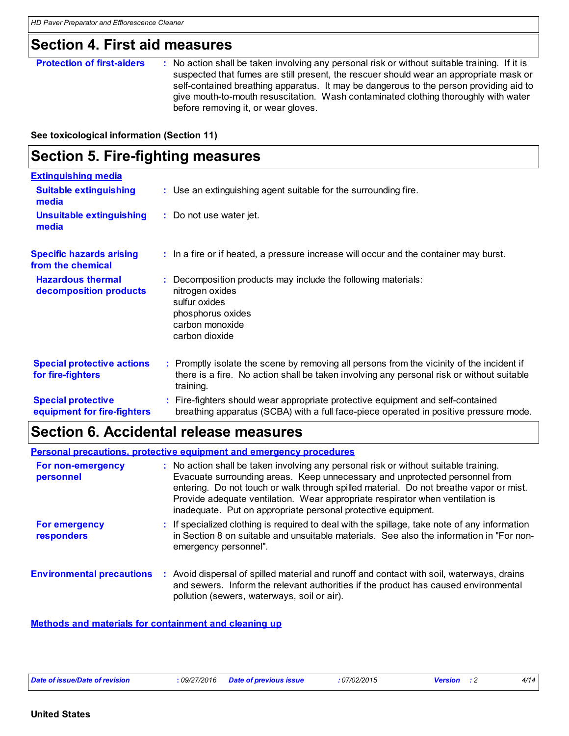## Section 4. First aid measures

**Protection of first-aiders** : No action shall be taken involving any personal risk or without suitable training. If it is suspected that fumes are still present, the rescuer should wear an appropriate mask or self-contained breathing apparatus. It may be dangerous to the person providing aid to give mouth-to-mouth resuscitation. Wash contaminated clothing thoroughly with water before removing it, or wear gloves.

**See toxicological information (Section 11)**

## Section 5. Fire-fighting measures

**Extinguishing media**

**Suitable extinguishing media** : Use an extinguishing agent suitable for the surrounding fire.

**Unsuitable extinguishing media** : Do not use water jet.

**Specific hazards arising from the chemical** : In a fire or if heated, a pressure increase will occur and the container may burst.

**Hazardous thermal decomposition products** : Decomposition products may include the following materials:
nitrogen oxides
sulfur oxides
phosphorus oxides
carbon monoxide
carbon dioxide

**Special protective actions for fire-fighters** : Promptly isolate the scene by removing all persons from the vicinity of the incident if there is a fire. No action shall be taken involving any personal risk or without suitable training.

**Special protective equipment for fire-fighters** : Fire-fighters should wear appropriate protective equipment and self-contained breathing apparatus (SCBA) with a full face-piece operated in positive pressure mode.

## Section 6. Accidental release measures

**Personal precautions, protective equipment and emergency procedures**

**For non-emergency personnel** : No action shall be taken involving any personal risk or without suitable training. Evacuate surrounding areas. Keep unnecessary and unprotected personnel from entering. Do not touch or walk through spilled material. Do not breathe vapor or mist. Provide adequate ventilation. Wear appropriate respirator when ventilation is inadequate. Put on appropriate personal protective equipment.

**For emergency responders** : If specialized clothing is required to deal with the spillage, take note of any information in Section 8 on suitable and unsuitable materials. See also the information in "For non-emergency personnel".

**Environmental precautions** : Avoid dispersal of spilled material and runoff and contact with soil, waterways, drains and sewers. Inform the relevant authorities if the product has caused environmental pollution (sewers, waterways, soil or air).

**Methods and materials for containment and cleaning up**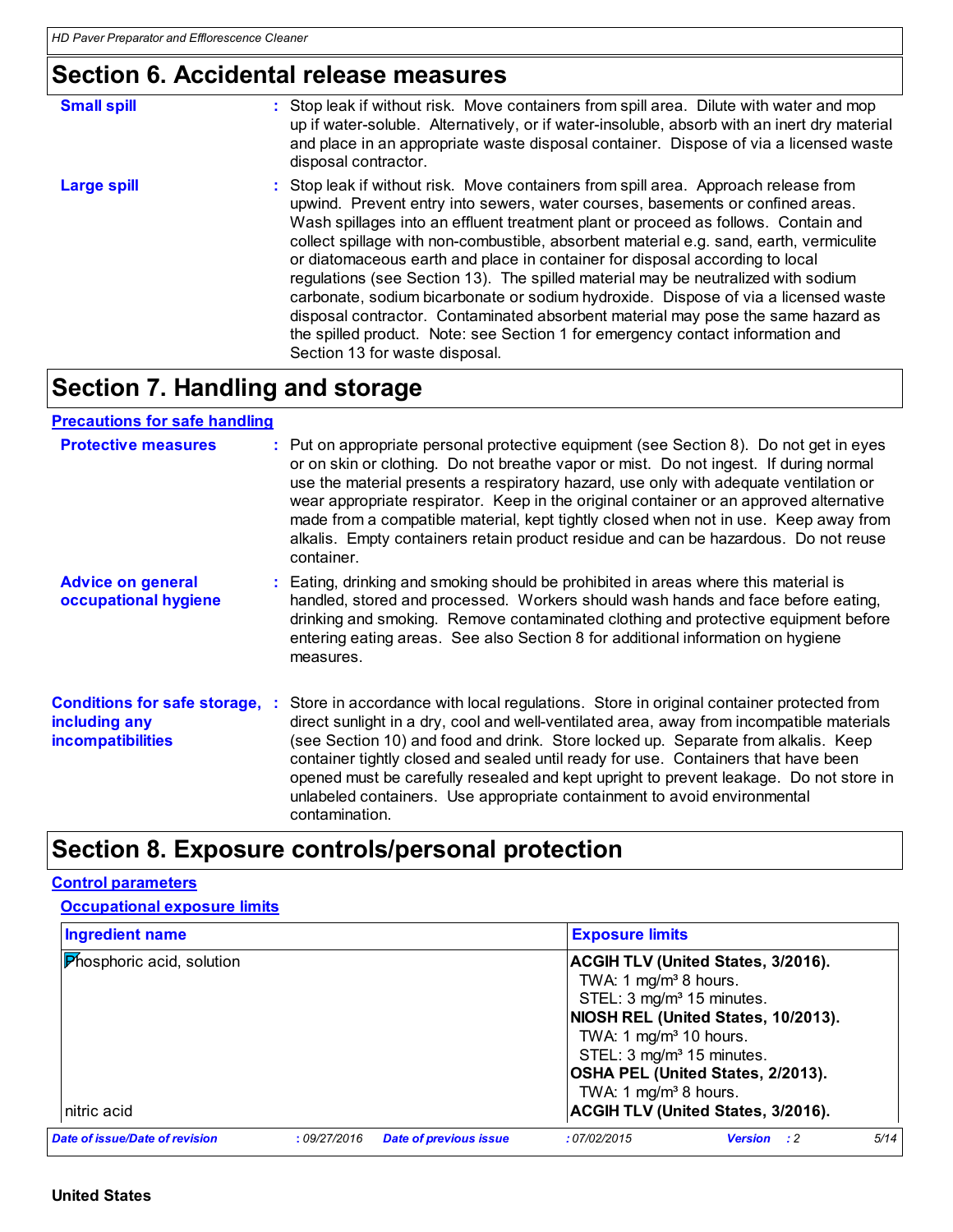## Section 6. Accidental release measures

**Small spill** : Stop leak if without risk. Move containers from spill area. Dilute with water and mop up if water-soluble. Alternatively, or if water-insoluble, absorb with an inert dry material and place in an appropriate waste disposal container. Dispose of via a licensed waste disposal contractor.

**Large spill** : Stop leak if without risk. Move containers from spill area. Approach release from upwind. Prevent entry into sewers, water courses, basements or confined areas. Wash spillages into an effluent treatment plant or proceed as follows. Contain and collect spillage with non-combustible, absorbent material e.g. sand, earth, vermiculite or diatomaceous earth and place in container for disposal according to local regulations (see Section 13). The spilled material may be neutralized with sodium carbonate, sodium bicarbonate or sodium hydroxide. Dispose of via a licensed waste disposal contractor. Contaminated absorbent material may pose the same hazard as the spilled product. Note: see Section 1 for emergency contact information and Section 13 for waste disposal.

## Section 7. Handling and storage

### Precautions for safe handling

**Protective measures** : Put on appropriate personal protective equipment (see Section 8). Do not get in eyes or on skin or clothing. Do not breathe vapor or mist. Do not ingest. If during normal use the material presents a respiratory hazard, use only with adequate ventilation or wear appropriate respirator. Keep in the original container or an approved alternative made from a compatible material, kept tightly closed when not in use. Keep away from alkalis. Empty containers retain product residue and can be hazardous. Do not reuse container.

**Advice on general occupational hygiene** : Eating, drinking and smoking should be prohibited in areas where this material is handled, stored and processed. Workers should wash hands and face before eating, drinking and smoking. Remove contaminated clothing and protective equipment before entering eating areas. See also Section 8 for additional information on hygiene measures.

**Conditions for safe storage, including any incompatibilities** : Store in accordance with local regulations. Store in original container protected from direct sunlight in a dry, cool and well-ventilated area, away from incompatible materials (see Section 10) and food and drink. Store locked up. Separate from alkalis. Keep container tightly closed and sealed until ready for use. Containers that have been opened must be carefully resealed and kept upright to prevent leakage. Do not store in unlabeled containers. Use appropriate containment to avoid environmental contamination.

## Section 8. Exposure controls/personal protection

### Control parameters

#### Occupational exposure limits

| Ingredient name | Exposure limits |
|---|---|
| Phosphoric acid, solution | **ACGIH TLV (United States, 3/2016).**<br>TWA: 1 mg/m³ 8 hours.<br>STEL: 3 mg/m³ 15 minutes.<br>**NIOSH REL (United States, 10/2013).**<br>TWA: 1 mg/m³ 10 hours.<br>STEL: 3 mg/m³ 15 minutes.<br>**OSHA PEL (United States, 2/2013).**<br>TWA: 1 mg/m³ 8 hours. |
| nitric acid | **ACGIH TLV (United States, 3/2016).** |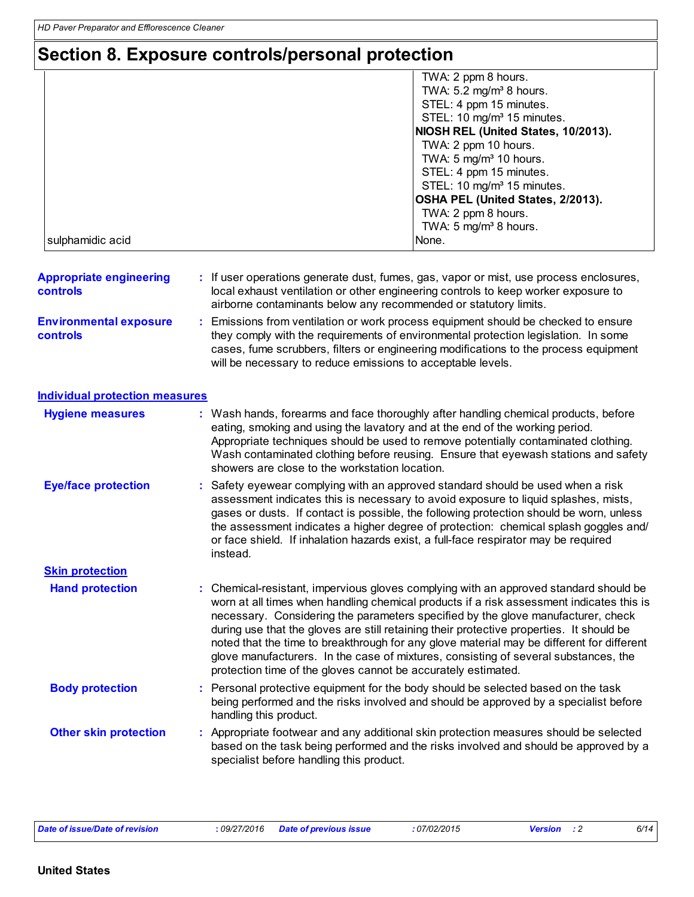# Section 8. Exposure controls/personal protection

| | |
|---|---|
| | TWA: 2 ppm 8 hours.<br>TWA: 5.2 mg/m³ 8 hours.<br>STEL: 4 ppm 15 minutes.<br>STEL: 10 mg/m³ 15 minutes.<br>**NIOSH REL (United States, 10/2013).**<br>TWA: 2 ppm 10 hours.<br>TWA: 5 mg/m³ 10 hours.<br>STEL: 4 ppm 15 minutes.<br>STEL: 10 mg/m³ 15 minutes.<br>**OSHA PEL (United States, 2/2013).**<br>TWA: 2 ppm 8 hours.<br>TWA: 5 mg/m³ 8 hours. |
| sulphamidic acid | None. |

**Appropriate engineering controls** : If user operations generate dust, fumes, gas, vapor or mist, use process enclosures, local exhaust ventilation or other engineering controls to keep worker exposure to airborne contaminants below any recommended or statutory limits.

**Environmental exposure controls** : Emissions from ventilation or work process equipment should be checked to ensure they comply with the requirements of environmental protection legislation. In some cases, fume scrubbers, filters or engineering modifications to the process equipment will be necessary to reduce emissions to acceptable levels.

## Individual protection measures

**Hygiene measures** : Wash hands, forearms and face thoroughly after handling chemical products, before eating, smoking and using the lavatory and at the end of the working period. Appropriate techniques should be used to remove potentially contaminated clothing. Wash contaminated clothing before reusing. Ensure that eyewash stations and safety showers are close to the workstation location.

**Eye/face protection** : Safety eyewear complying with an approved standard should be used when a risk assessment indicates this is necessary to avoid exposure to liquid splashes, mists, gases or dusts. If contact is possible, the following protection should be worn, unless the assessment indicates a higher degree of protection: chemical splash goggles and/or face shield. If inhalation hazards exist, a full-face respirator may be required instead.

### Skin protection

**Hand protection** : Chemical-resistant, impervious gloves complying with an approved standard should be worn at all times when handling chemical products if a risk assessment indicates this is necessary. Considering the parameters specified by the glove manufacturer, check during use that the gloves are still retaining their protective properties. It should be noted that the time to breakthrough for any glove material may be different for different glove manufacturers. In the case of mixtures, consisting of several substances, the protection time of the gloves cannot be accurately estimated.

**Body protection** : Personal protective equipment for the body should be selected based on the task being performed and the risks involved and should be approved by a specialist before handling this product.

**Other skin protection** : Appropriate footwear and any additional skin protection measures should be selected based on the task being performed and the risks involved and should be approved by a specialist before handling this product.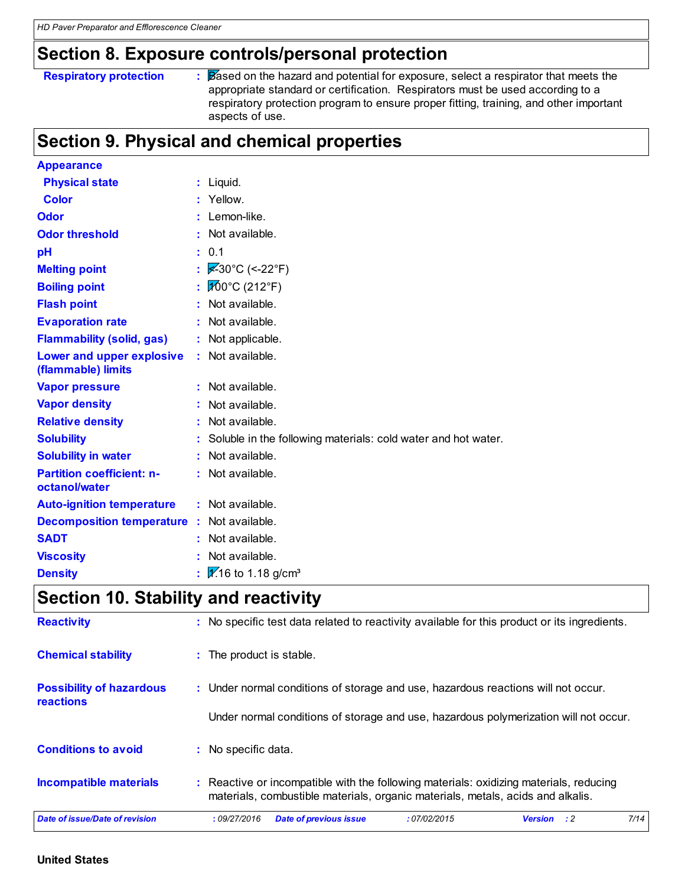## Section 8. Exposure controls/personal protection

**Respiratory protection** : Based on the hazard and potential for exposure, select a respirator that meets the appropriate standard or certification. Respirators must be used according to a respiratory protection program to ensure proper fitting, training, and other important aspects of use.

## Section 9. Physical and chemical properties

**Appearance**

| | | |
|---|---|---|
| **Physical state** | : | Liquid. |
| **Color** | : | Yellow. |
| **Odor** | : | Lemon-like. |
| **Odor threshold** | : | Not available. |
| **pH** | : | 0.1 |
| **Melting point** | : | <-30°C (<-22°F) |
| **Boiling point** | : | 100°C (212°F) |
| **Flash point** | : | Not available. |
| **Evaporation rate** | : | Not available. |
| **Flammability (solid, gas)** | : | Not applicable. |
| **Lower and upper explosive (flammable) limits** | : | Not available. |
| **Vapor pressure** | : | Not available. |
| **Vapor density** | : | Not available. |
| **Relative density** | : | Not available. |
| **Solubility** | : | Soluble in the following materials: cold water and hot water. |
| **Solubility in water** | : | Not available. |
| **Partition coefficient: n-octanol/water** | : | Not available. |
| **Auto-ignition temperature** | : | Not available. |
| **Decomposition temperature** | : | Not available. |
| **SADT** | : | Not available. |
| **Viscosity** | : | Not available. |
| **Density** | : | 1.16 to 1.18 g/cm³ |

## Section 10. Stability and reactivity

**Reactivity** : No specific test data related to reactivity available for this product or its ingredients.

**Chemical stability** : The product is stable.

**Possibility of hazardous reactions** : Under normal conditions of storage and use, hazardous reactions will not occur.

Under normal conditions of storage and use, hazardous polymerization will not occur.

**Conditions to avoid** : No specific data.

**Incompatible materials** : Reactive or incompatible with the following materials: oxidizing materials, reducing materials, combustible materials, organic materials, metals, acids and alkalis.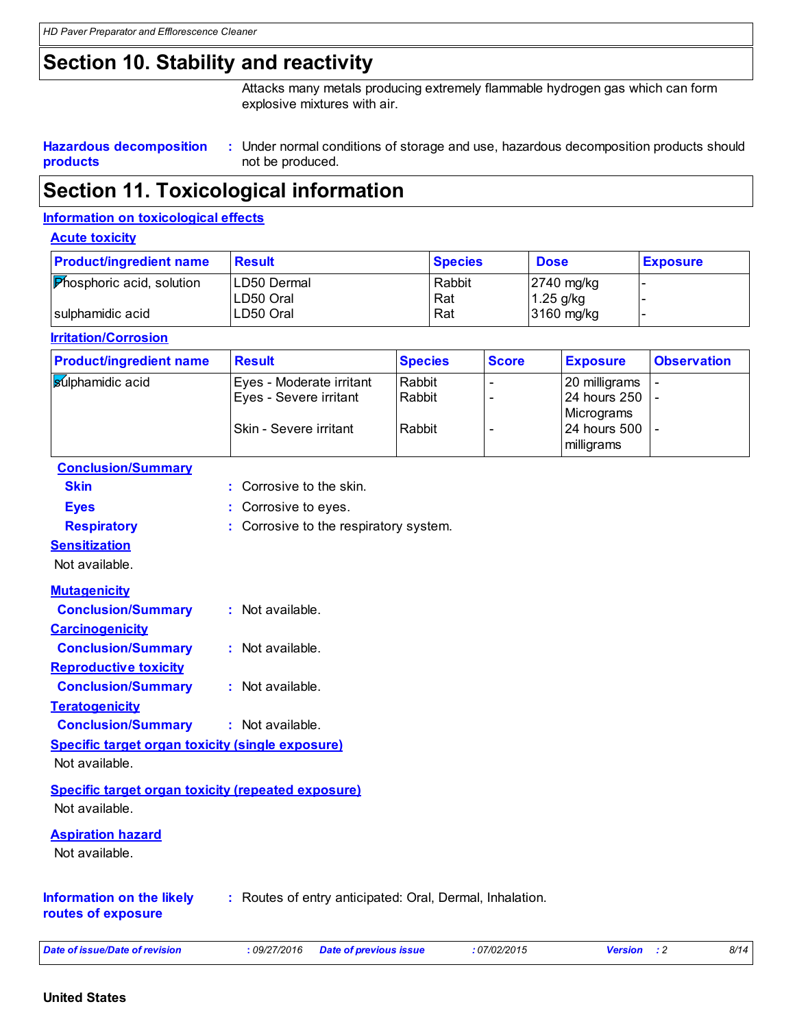## Section 10. Stability and reactivity

Attacks many metals producing extremely flammable hydrogen gas which can form explosive mixtures with air.

**Hazardous decomposition products** : Under normal conditions of storage and use, hazardous decomposition products should not be produced.

## Section 11. Toxicological information

### Information on toxicological effects

#### Acute toxicity

| Product/ingredient name | Result | Species | Dose | Exposure |
|---|---|---|---|---|
| Phosphoric acid, solution | LD50 Dermal | Rabbit | 2740 mg/kg | - |
| | LD50 Oral | Rat | 1.25 g/kg | - |
| sulphamidic acid | LD50 Oral | Rat | 3160 mg/kg | - |

#### Irritation/Corrosion

| Product/ingredient name | Result | Species | Score | Exposure | Observation |
|---|---|---|---|---|---|
| sulphamidic acid | Eyes - Moderate irritant | Rabbit | - | 20 milligrams | - |
| | Eyes - Severe irritant | Rabbit | - | 24 hours 250 Micrograms | - |
| | Skin - Severe irritant | Rabbit | - | 24 hours 500 milligrams | - |

**Conclusion/Summary**

**Skin** : Corrosive to the skin.

**Eyes** : Corrosive to eyes.

**Respiratory** : Corrosive to the respiratory system.

#### Sensitization

Not available.

#### Mutagenicity

**Conclusion/Summary** : Not available.

#### Carcinogenicity

**Conclusion/Summary** : Not available.

#### Reproductive toxicity

**Conclusion/Summary** : Not available.

#### Teratogenicity

**Conclusion/Summary** : Not available.

#### Specific target organ toxicity (single exposure)

Not available.

#### Specific target organ toxicity (repeated exposure)

Not available.

#### Aspiration hazard

Not available.

**Information on the likely routes of exposure** : Routes of entry anticipated: Oral, Dermal, Inhalation.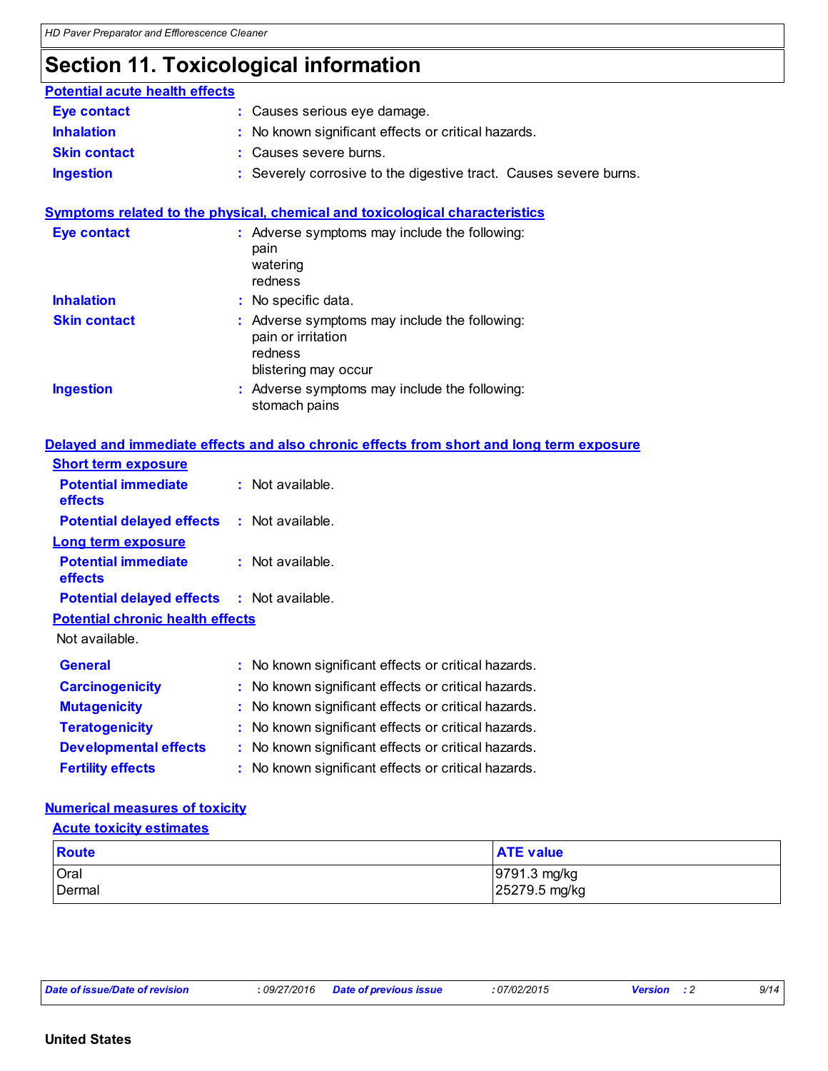# Section 11. Toxicological information

## Potential acute health effects

**Eye contact** : Causes serious eye damage.

**Inhalation** : No known significant effects or critical hazards.

**Skin contact** : Causes severe burns.

**Ingestion** : Severely corrosive to the digestive tract. Causes severe burns.

## Symptoms related to the physical, chemical and toxicological characteristics

**Eye contact** : Adverse symptoms may include the following:
pain
watering
redness

**Inhalation** : No specific data.

**Skin contact** : Adverse symptoms may include the following:
pain or irritation
redness
blistering may occur

**Ingestion** : Adverse symptoms may include the following:
stomach pains

## Delayed and immediate effects and also chronic effects from short and long term exposure

### Short term exposure

**Potential immediate effects** : Not available.

**Potential delayed effects** : Not available.

### Long term exposure

**Potential immediate effects** : Not available.

**Potential delayed effects** : Not available.

### Potential chronic health effects

Not available.

**General** : No known significant effects or critical hazards.

**Carcinogenicity** : No known significant effects or critical hazards.

**Mutagenicity** : No known significant effects or critical hazards.

**Teratogenicity** : No known significant effects or critical hazards.

**Developmental effects** : No known significant effects or critical hazards.

**Fertility effects** : No known significant effects or critical hazards.

## Numerical measures of toxicity

### Acute toxicity estimates

| Route | ATE value |
|---|---|
| Oral | 9791.3 mg/kg |
| Dermal | 25279.5 mg/kg |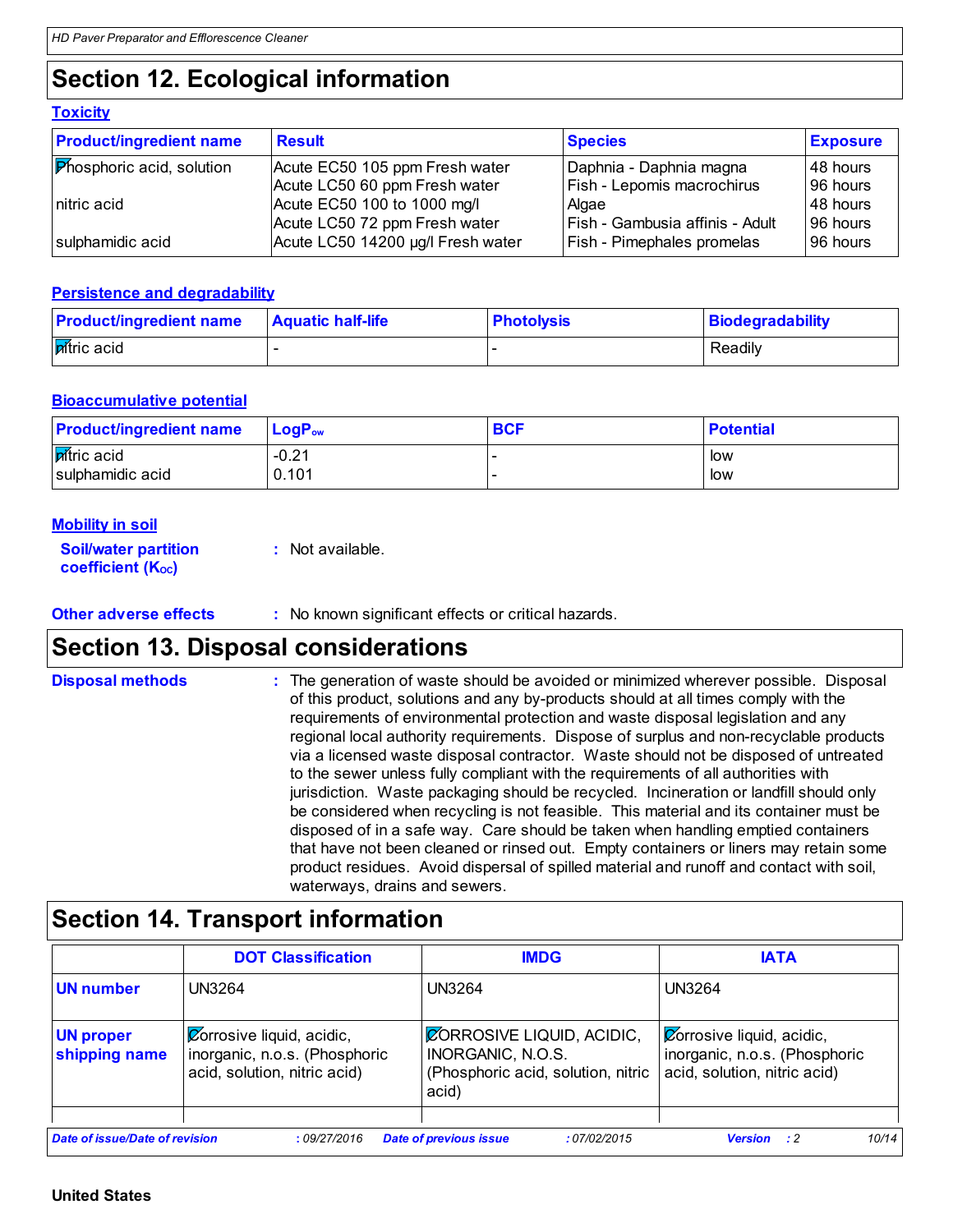## Section 12. Ecological information

### Toxicity

| Product/ingredient name | Result | Species | Exposure |
|---|---|---|---|
| Phosphoric acid, solution | Acute EC50 105 ppm Fresh water | Daphnia - Daphnia magna | 48 hours |
| | Acute LC50 60 ppm Fresh water | Fish - Lepomis macrochirus | 96 hours |
| nitric acid | Acute EC50 100 to 1000 mg/l | Algae | 48 hours |
| | Acute LC50 72 ppm Fresh water | Fish - Gambusia affinis - Adult | 96 hours |
| sulphamidic acid | Acute LC50 14200 µg/l Fresh water | Fish - Pimephales promelas | 96 hours |

### Persistence and degradability

| Product/ingredient name | Aquatic half-life | Photolysis | Biodegradability |
|---|---|---|---|
| nitric acid | - | - | Readily |

### Bioaccumulative potential

| Product/ingredient name | $LogP_{ow}$ | BCF | Potential |
|---|---|---|---|
| nitric acid | -0.21 | - | low |
| sulphamidic acid | 0.101 | - | low |

### Mobility in soil

**Soil/water partition coefficient ($K_{OC}$)** : Not available.

**Other adverse effects** : No known significant effects or critical hazards.

## Section 13. Disposal considerations

**Disposal methods** : The generation of waste should be avoided or minimized wherever possible. Disposal of this product, solutions and any by-products should at all times comply with the requirements of environmental protection and waste disposal legislation and any regional local authority requirements. Dispose of surplus and non-recyclable products via a licensed waste disposal contractor. Waste should not be disposed of untreated to the sewer unless fully compliant with the requirements of all authorities with jurisdiction. Waste packaging should be recycled. Incineration or landfill should only be considered when recycling is not feasible. This material and its container must be disposed of in a safe way. Care should be taken when handling emptied containers that have not been cleaned or rinsed out. Empty containers or liners may retain some product residues. Avoid dispersal of spilled material and runoff and contact with soil, waterways, drains and sewers.

## Section 14. Transport information

| | DOT Classification | IMDG | IATA |
|---|---|---|---|
| UN number | UN3264 | UN3264 | UN3264 |
| UN proper shipping name | Corrosive liquid, acidic, inorganic, n.o.s. (Phosphoric acid, solution, nitric acid) | CORROSIVE LIQUID, ACIDIC, INORGANIC, N.O.S. (Phosphoric acid, solution, nitric acid) | Corrosive liquid, acidic, inorganic, n.o.s. (Phosphoric acid, solution, nitric acid) |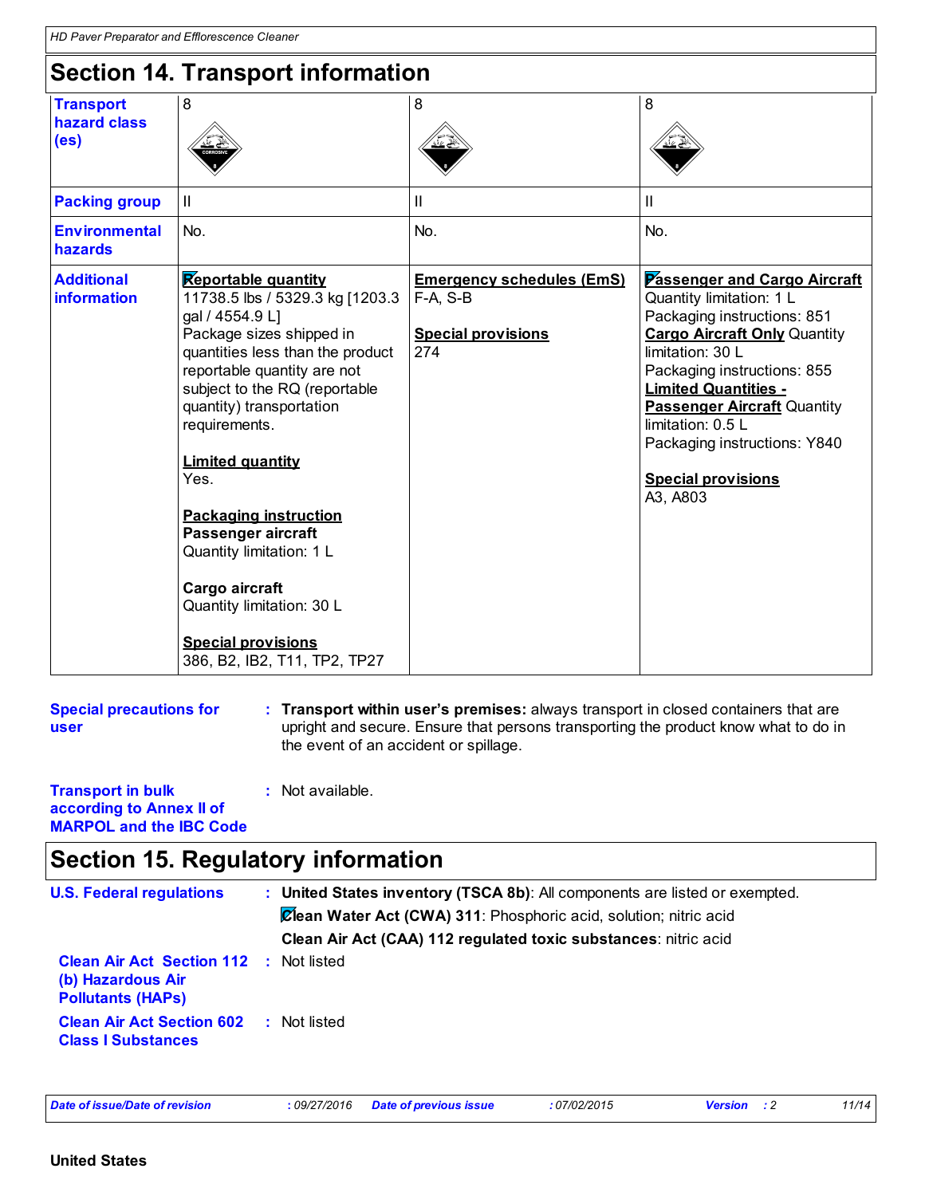## Section 14. Transport information

| Transport hazard class (es) | 8 | 8 | 8 |
| --- | --- | --- | --- |
| Packing group | II | II | II |
| Environmental hazards | No. | No. | No. |
| Additional information | **Reportable quantity**<br>11738.5 lbs / 5329.3 kg [1203.3 gal / 4554.9 L]<br>Package sizes shipped in quantities less than the product reportable quantity are not subject to the RQ (reportable quantity) transportation requirements.<br><br>**Limited quantity**<br>Yes.<br><br>**Packaging instruction**<br>**Passenger aircraft**<br>Quantity limitation: 1 L<br><br>**Cargo aircraft**<br>Quantity limitation: 30 L<br><br>**Special provisions**<br>386, B2, IB2, T11, TP2, TP27 | **Emergency schedules (EmS)**<br>F-A, S-B<br><br>**Special provisions**<br>274 | **Passenger and Cargo Aircraft** Quantity limitation: 1 L<br>Packaging instructions: 851<br>**Cargo Aircraft Only** Quantity limitation: 30 L<br>Packaging instructions: 855<br>**Limited Quantities - Passenger Aircraft** Quantity limitation: 0.5 L<br>Packaging instructions: Y840<br><br>**Special provisions**<br>A3, A803 |

**Special precautions for user** : **Transport within user's premises:** always transport in closed containers that are upright and secure. Ensure that persons transporting the product know what to do in the event of an accident or spillage.

**Transport in bulk according to Annex II of MARPOL and the IBC Code** : Not available.

## Section 15. Regulatory information

**U.S. Federal regulations** : **United States inventory (TSCA 8b)**: All components are listed or exempted.

**Clean Water Act (CWA) 311**: Phosphoric acid, solution; nitric acid

**Clean Air Act (CAA) 112 regulated toxic substances**: nitric acid

**Clean Air Act Section 112 (b) Hazardous Air Pollutants (HAPs)** : Not listed

**Clean Air Act Section 602 Class I Substances** : Not listed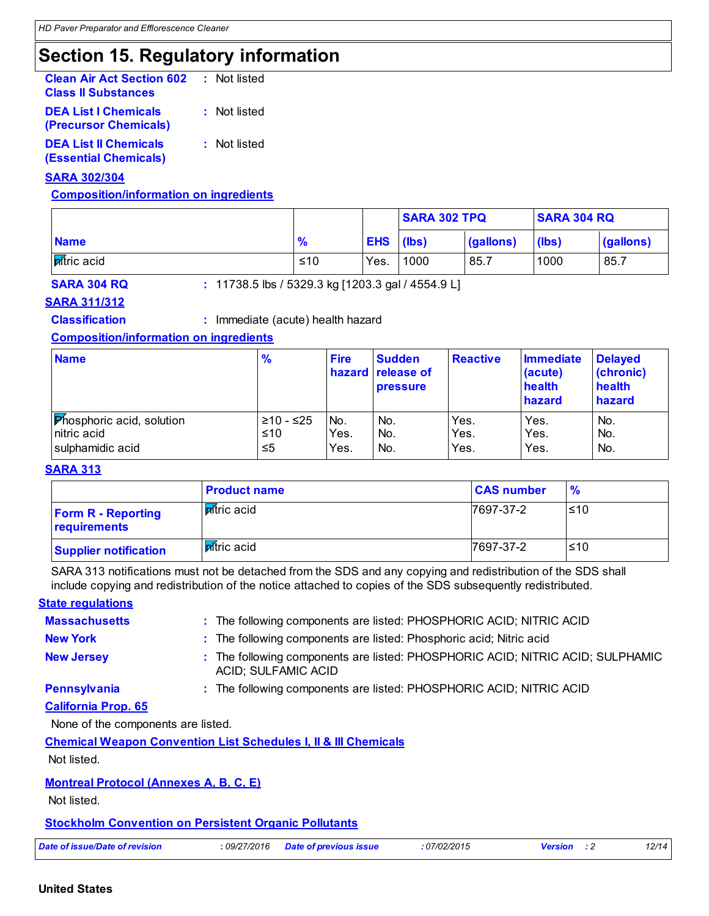## Section 15. Regulatory information

**Clean Air Act Section 602 Class II Substances** : Not listed

**DEA List I Chemicals (Precursor Chemicals)** : Not listed

**DEA List II Chemicals (Essential Chemicals)** : Not listed

**SARA 302/304**

**Composition/information on ingredients**

| | | | SARA 302 TPQ | | SARA 304 RQ | |
|---|---|---|---|---|---|---|
| **Name** | **%** | **EHS** | **(lbs)** | **(gallons)** | **(lbs)** | **(gallons)** |
| nitric acid | ≤10 | Yes. | 1000 | 85.7 | 1000 | 85.7 |

**SARA 304 RQ** : 11738.5 lbs / 5329.3 kg [1203.3 gal / 4554.9 L]

**SARA 311/312**

**Classification** : Immediate (acute) health hazard

**Composition/information on ingredients**

| Name | % | Fire hazard | Sudden release of pressure | Reactive | Immediate (acute) health hazard | Delayed (chronic) health hazard |
|---|---|---|---|---|---|---|
| Phosphoric acid, solution | ≥10 - ≤25 | No. | No. | Yes. | Yes. | No. |
| nitric acid | ≤10 | Yes. | No. | Yes. | Yes. | No. |
| sulphamidic acid | ≤5 | Yes. | No. | Yes. | Yes. | No. |

**SARA 313**

| | Product name | CAS number | % |
|---|---|---|---|
| **Form R - Reporting requirements** | nitric acid | 7697-37-2 | ≤10 |
| **Supplier notification** | nitric acid | 7697-37-2 | ≤10 |

SARA 313 notifications must not be detached from the SDS and any copying and redistribution of the SDS shall include copying and redistribution of the notice attached to copies of the SDS subsequently redistributed.

**State regulations**

**Massachusetts** : The following components are listed: PHOSPHORIC ACID; NITRIC ACID

**New York** : The following components are listed: Phosphoric acid; Nitric acid

**New Jersey** : The following components are listed: PHOSPHORIC ACID; NITRIC ACID; SULPHAMIC ACID; SULFAMIC ACID

**Pennsylvania** : The following components are listed: PHOSPHORIC ACID; NITRIC ACID

**California Prop. 65**

None of the components are listed.

**Chemical Weapon Convention List Schedules I, II & III Chemicals**

Not listed.

**Montreal Protocol (Annexes A, B, C, E)**

Not listed.

**Stockholm Convention on Persistent Organic Pollutants**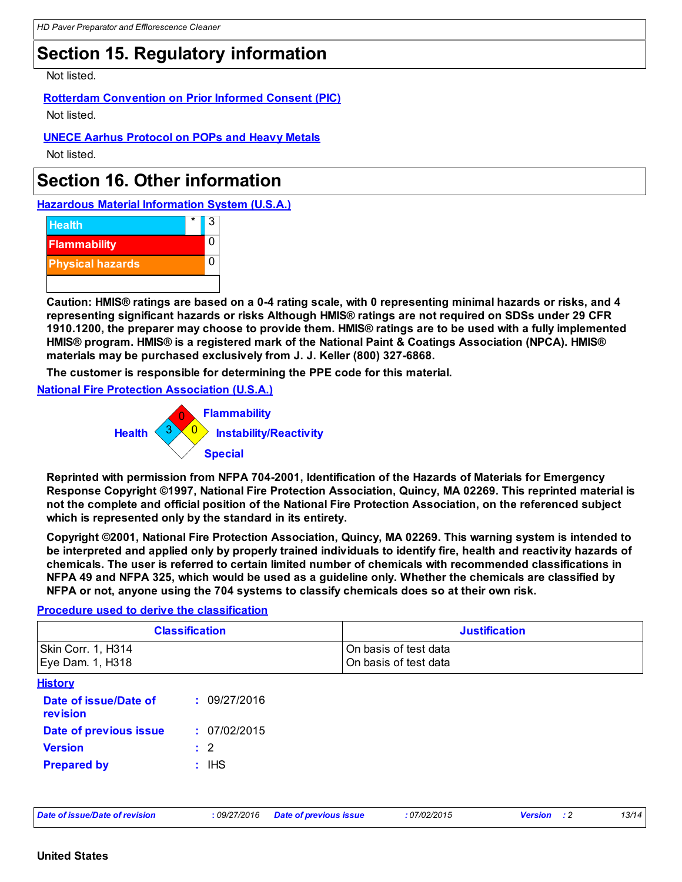## Section 15. Regulatory information

Not listed.

**Rotterdam Convention on Prior Informed Consent (PIC)**

Not listed.

**UNECE Aarhus Protocol on POPs and Heavy Metals**

Not listed.

## Section 16. Other information

**Hazardous Material Information System (U.S.A.)**

| | | |
|---|---|---|
| Health | * | 3 |
| Flammability | | 0 |
| Physical hazards | | 0 |

**Caution: HMIS® ratings are based on a 0-4 rating scale, with 0 representing minimal hazards or risks, and 4 representing significant hazards or risks Although HMIS® ratings are not required on SDSs under 29 CFR 1910.1200, the preparer may choose to provide them. HMIS® ratings are to be used with a fully implemented HMIS® program. HMIS® is a registered mark of the National Paint & Coatings Association (NPCA). HMIS® materials may be purchased exclusively from J. J. Keller (800) 327-6868.**

**The customer is responsible for determining the PPE code for this material.**

**National Fire Protection Association (U.S.A.)**

- Flammability: 0
- Health: 3
- Instability/Reactivity: 0
- Special:

**Reprinted with permission from NFPA 704-2001, Identification of the Hazards of Materials for Emergency Response Copyright ©1997, National Fire Protection Association, Quincy, MA 02269. This reprinted material is not the complete and official position of the National Fire Protection Association, on the referenced subject which is represented only by the standard in its entirety.**

**Copyright ©2001, National Fire Protection Association, Quincy, MA 02269. This warning system is intended to be interpreted and applied only by properly trained individuals to identify fire, health and reactivity hazards of chemicals. The user is referred to certain limited number of chemicals with recommended classifications in NFPA 49 and NFPA 325, which would be used as a guideline only. Whether the chemicals are classified by NFPA or not, anyone using the 704 systems to classify chemicals does so at their own risk.**

**Procedure used to derive the classification**

| Classification | Justification |
|---|---|
| Skin Corr. 1, H314<br>Eye Dam. 1, H318 | On basis of test data<br>On basis of test data |

**History**

| | |
|---|---|
| **Date of issue/Date of revision** | : 09/27/2016 |
| **Date of previous issue** | : 07/02/2015 |
| **Version** | : 2 |
| **Prepared by** | : IHS |

**United States**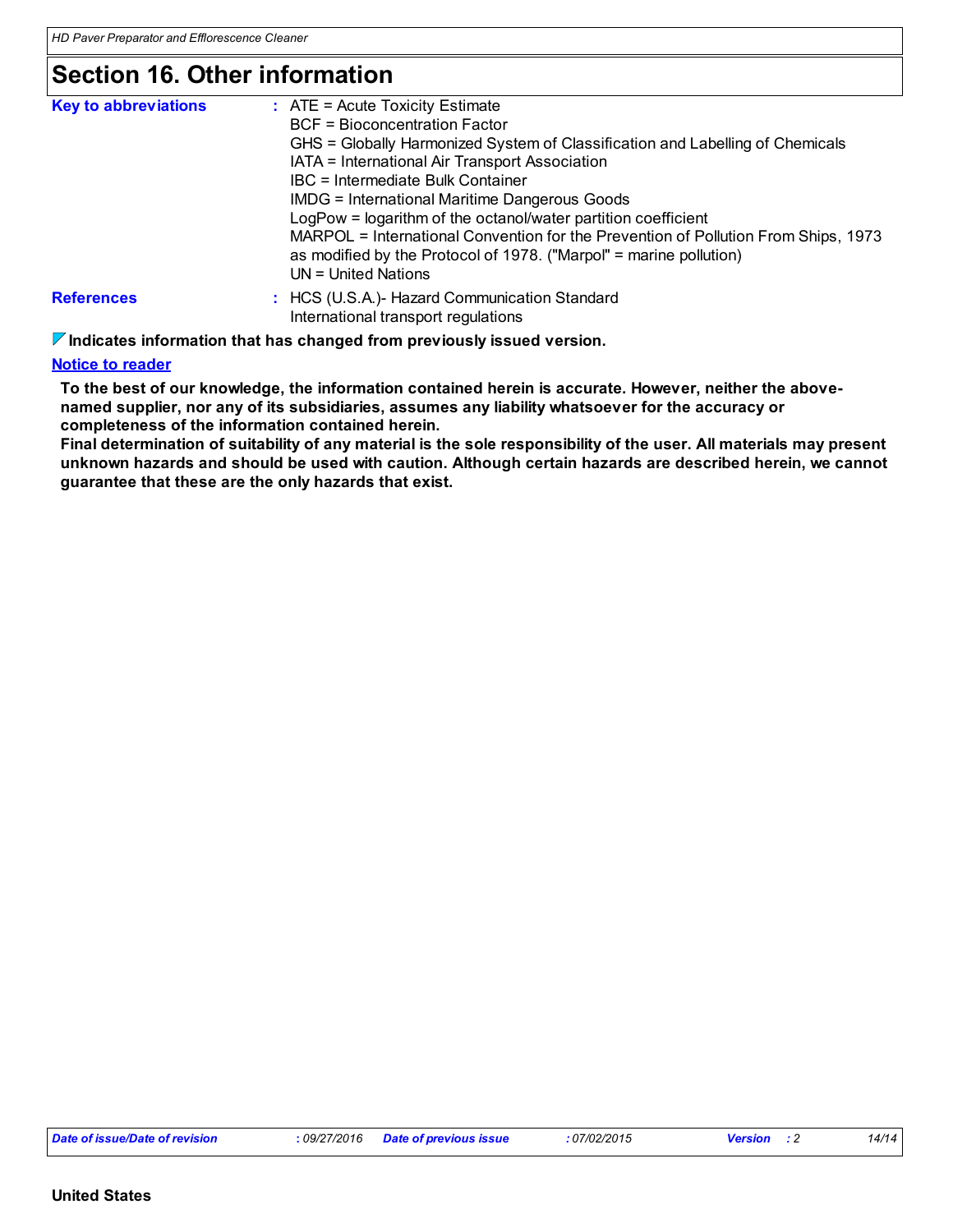# Section 16. Other information

**Key to abbreviations** : ATE = Acute Toxicity Estimate
BCF = Bioconcentration Factor
GHS = Globally Harmonized System of Classification and Labelling of Chemicals
IATA = International Air Transport Association
IBC = Intermediate Bulk Container
IMDG = International Maritime Dangerous Goods
LogPow = logarithm of the octanol/water partition coefficient
MARPOL = International Convention for the Prevention of Pollution From Ships, 1973 as modified by the Protocol of 1978. ("Marpol" = marine pollution)
UN = United Nations

**References** : HCS (U.S.A.)- Hazard Communication Standard
International transport regulations

**Indicates information that has changed from previously issued version.**

**Notice to reader**

**To the best of our knowledge, the information contained herein is accurate. However, neither the above-named supplier, nor any of its subsidiaries, assumes any liability whatsoever for the accuracy or completeness of the information contained herein.**
**Final determination of suitability of any material is the sole responsibility of the user. All materials may present unknown hazards and should be used with caution. Although certain hazards are described herein, we cannot guarantee that these are the only hazards that exist.**